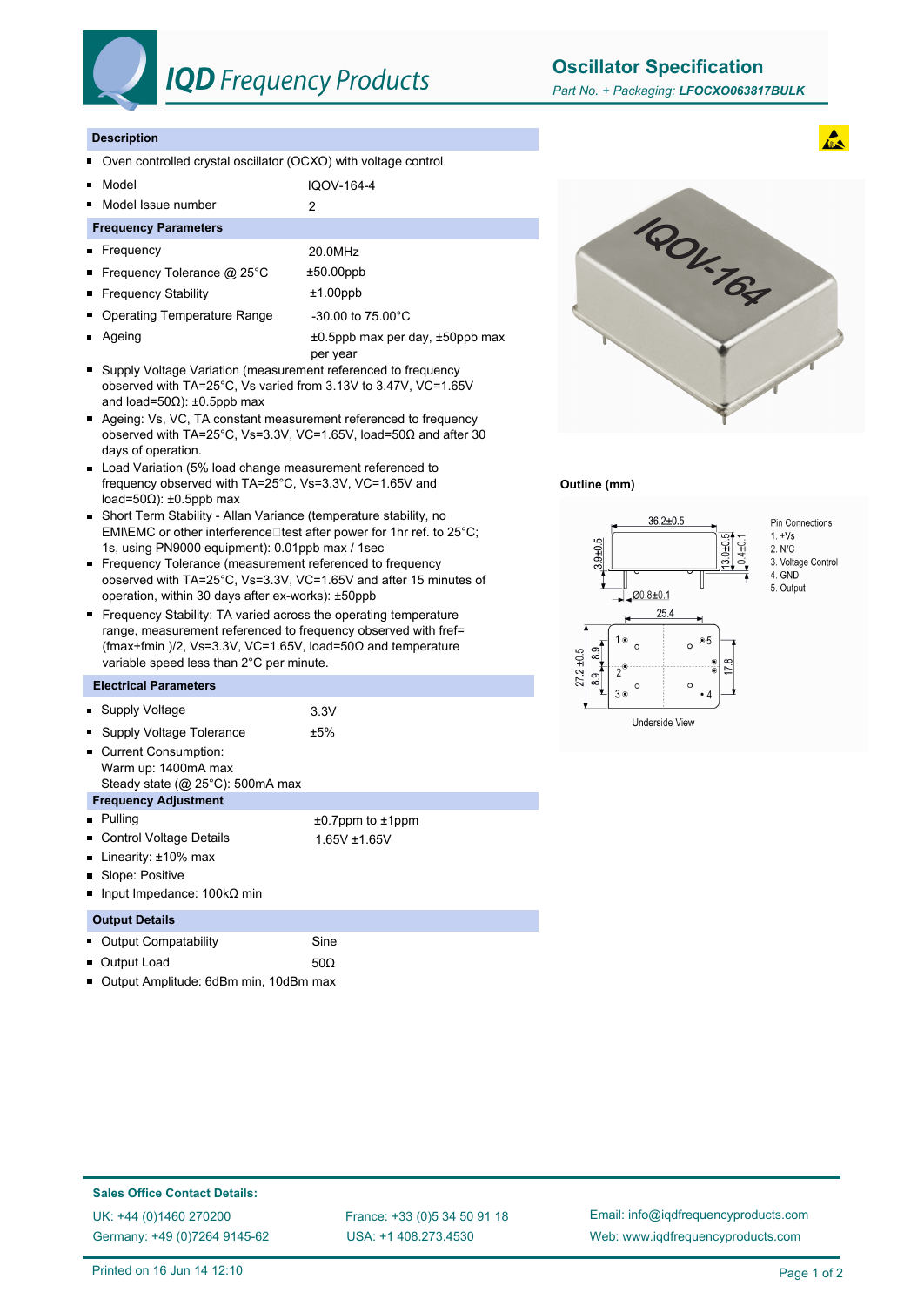# IQD Frequency Products

## Oscillator Specification

*Part No. + Packaging: **LFOCXO063817BULK***

### Description

- Oven controlled crystal oscillator (OCXO) with voltage control

| | |
|---|---|
| Model | IQOV-164-4 |
| Model Issue number | 2 |

### Frequency Parameters

| | |
|---|---|
| Frequency | 20.0MHz |
| Frequency Tolerance @ 25°C | ±50.00ppb |
| Frequency Stability | ±1.00ppb |
| Operating Temperature Range | -30.00 to 75.00°C |
| Ageing | ±0.5ppb max per day, ±50ppb max per year |

- Supply Voltage Variation (measurement referenced to frequency observed with TA=25°C, Vs varied from 3.13V to 3.47V, VC=1.65V and load=50Ω): ±0.5ppb max
- Ageing: Vs, VC, TA constant measurement referenced to frequency observed with TA=25°C, Vs=3.3V, VC=1.65V, load=50Ω and after 30 days of operation.
- Load Variation (5% load change measurement referenced to frequency observed with TA=25°C, Vs=3.3V, VC=1.65V and load=50Ω): ±0.5ppb max
- Short Term Stability - Allan Variance (temperature stability, no EMI\EMC or other interference test after power for 1hr ref. to 25°C; 1s, using PN9000 equipment): 0.01ppb max / 1sec
- Frequency Tolerance (measurement referenced to frequency observed with TA=25°C, Vs=3.3V, VC=1.65V and after 15 minutes of operation, within 30 days after ex-works): ±50ppb
- Frequency Stability: TA varied across the operating temperature range, measurement referenced to frequency observed with fref= (fmax+fmin )/2, Vs=3.3V, VC=1.65V, load=50Ω and temperature variable speed less than 2°C per minute.

### Electrical Parameters

| | |
|---|---|
| Supply Voltage | 3.3V |
| Supply Voltage Tolerance | ±5% |

- Current Consumption:
  Warm up: 1400mA max
  Steady state (@ 25°C): 500mA max

### Frequency Adjustment

| | |
|---|---|
| Pulling | ±0.7ppm to ±1ppm |
| Control Voltage Details | 1.65V ±1.65V |

- Linearity: ±10% max
- Slope: Positive
- Input Impedance: 100kΩ min

### Output Details

| | |
|---|---|
| Output Compatability | Sine |
| Output Load | 50Ω |

- Output Amplitude: 6dBm min, 10dBm max

### Outline (mm)

36.2±0.5
3.9±0.5
13.0±0.5
0.4±0.1
Ø0.8±0.1
25.4
27.2 ±0.5
8.9
8.9
17.8
Underside View

Pin Connections
1. +Vs
2. N/C
3. Voltage Control
4. GND
5. Output

**Sales Office Contact Details:**

UK: +44 (0)1460 270200
Germany: +49 (0)7264 9145-62
France: +33 (0)5 34 50 91 18
USA: +1 408.273.4530
Email: info@iqdfrequencyproducts.com
Web: www.iqdfrequencyproducts.com

Printed on 16 Jun 14 12:10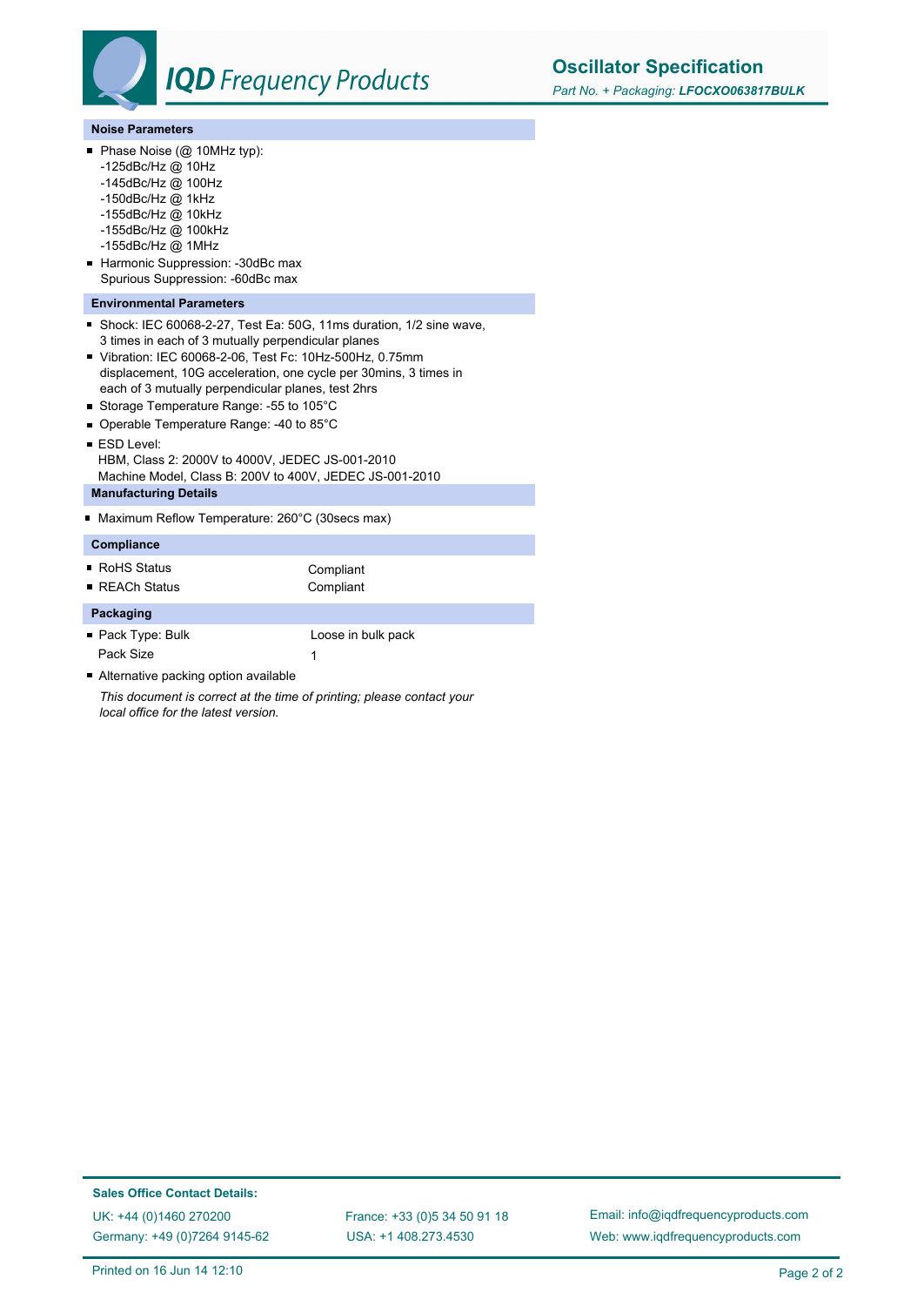## Noise Parameters

- Phase Noise (@ 10MHz typ):
  -125dBc/Hz @ 10Hz
  -145dBc/Hz @ 100Hz
  -150dBc/Hz @ 1kHz
  -155dBc/Hz @ 10kHz
  -155dBc/Hz @ 100kHz
  -155dBc/Hz @ 1MHz
- Harmonic Suppression: -30dBc max
  Spurious Suppression: -60dBc max

## Environmental Parameters

- Shock: IEC 60068-2-27, Test Ea: 50G, 11ms duration, 1/2 sine wave, 3 times in each of 3 mutually perpendicular planes
- Vibration: IEC 60068-2-06, Test Fc: 10Hz-500Hz, 0.75mm displacement, 10G acceleration, one cycle per 30mins, 3 times in each of 3 mutually perpendicular planes, test 2hrs
- Storage Temperature Range: -55 to 105°C
- Operable Temperature Range: -40 to 85°C
- ESD Level:
  HBM, Class 2: 2000V to 4000V, JEDEC JS-001-2010
  Machine Model, Class B: 200V to 400V, JEDEC JS-001-2010

## Manufacturing Details

- Maximum Reflow Temperature: 260°C (30secs max)

## Compliance

| | |
|---|---|
| RoHS Status | Compliant |
| REACh Status | Compliant |

## Packaging

| | |
|---|---|
| Pack Type: Bulk | Loose in bulk pack |
| Pack Size | 1 |

- Alternative packing option available

*This document is correct at the time of printing; please contact your local office for the latest version.*

**Sales Office Contact Details:**

UK: +44 (0)1460 270200
Germany: +49 (0)7264 9145-62
France: +33 (0)5 34 50 91 18
USA: +1 408.273.4530
Email: info@iqdfrequencyproducts.com
Web: www.iqdfrequencyproducts.com

Printed on 16 Jun 14 12:10